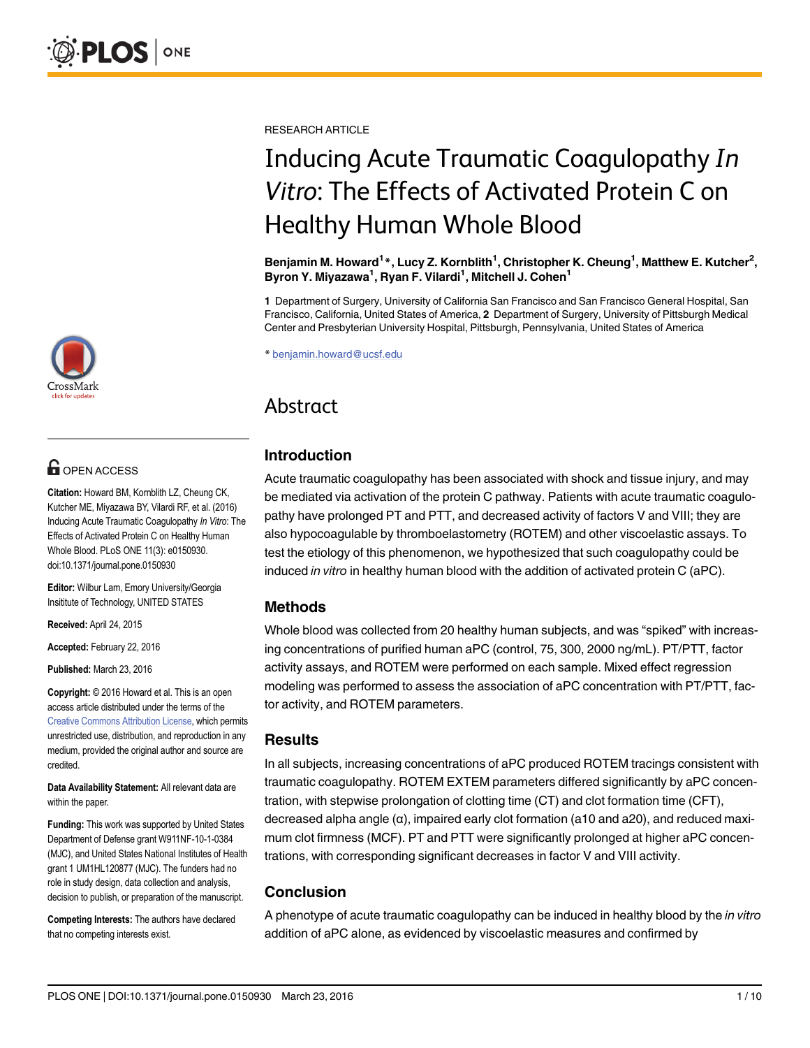RESEARCH ARTICLE

# Inducing Acute Traumatic Coagulopathy *In Vitro*: The Effects of Activated Protein C on Healthy Human Whole Blood

**Benjamin M. Howard[1]\*, Lucy Z. Kornblith[1], Christopher K. Cheung[1], Matthew E. Kutcher[2], Byron Y. Miyazawa[1], Ryan F. Vilardi[1], Mitchell J. Cohen[1]**

**1** Department of Surgery, University of California San Francisco and San Francisco General Hospital, San Francisco, California, United States of America, **2** Department of Surgery, University of Pittsburgh Medical Center and Presbyterian University Hospital, Pittsburgh, Pennsylvania, United States of America

\* benjamin.howard@ucsf.edu

OPEN ACCESS

**Citation:** Howard BM, Kornblith LZ, Cheung CK, Kutcher ME, Miyazawa BY, Vilardi RF, et al. (2016) Inducing Acute Traumatic Coagulopathy *In Vitro*: The Effects of Activated Protein C on Healthy Human Whole Blood. PLoS ONE 11(3): e0150930. doi:10.1371/journal.pone.0150930

**Editor:** Wilbur Lam, Emory University/Georgia Insititute of Technology, UNITED STATES

**Received:** April 24, 2015

**Accepted:** February 22, 2016

**Published:** March 23, 2016

**Copyright:** © 2016 Howard et al. This is an open access article distributed under the terms of the Creative Commons Attribution License, which permits unrestricted use, distribution, and reproduction in any medium, provided the original author and source are credited.

**Data Availability Statement:** All relevant data are within the paper.

**Funding:** This work was supported by United States Department of Defense grant W911NF-10-1-0384 (MJC), and United States National Institutes of Health grant 1 UM1HL120877 (MJC). The funders had no role in study design, data collection and analysis, decision to publish, or preparation of the manuscript.

**Competing Interests:** The authors have declared that no competing interests exist.

## Abstract

### Introduction

Acute traumatic coagulopathy has been associated with shock and tissue injury, and may be mediated via activation of the protein C pathway. Patients with acute traumatic coagulopathy have prolonged PT and PTT, and decreased activity of factors V and VIII; they are also hypocoagulable by thromboelastometry (ROTEM) and other viscoelastic assays. To test the etiology of this phenomenon, we hypothesized that such coagulopathy could be induced *in vitro* in healthy human blood with the addition of activated protein C (aPC).

### Methods

Whole blood was collected from 20 healthy human subjects, and was "spiked" with increasing concentrations of purified human aPC (control, 75, 300, 2000 ng/mL). PT/PTT, factor activity assays, and ROTEM were performed on each sample. Mixed effect regression modeling was performed to assess the association of aPC concentration with PT/PTT, factor activity, and ROTEM parameters.

### Results

In all subjects, increasing concentrations of aPC produced ROTEM tracings consistent with traumatic coagulopathy. ROTEM EXTEM parameters differed significantly by aPC concentration, with stepwise prolongation of clotting time (CT) and clot formation time (CFT), decreased alpha angle (α), impaired early clot formation (a10 and a20), and reduced maximum clot firmness (MCF). PT and PTT were significantly prolonged at higher aPC concentrations, with corresponding significant decreases in factor V and VIII activity.

### Conclusion

A phenotype of acute traumatic coagulopathy can be induced in healthy blood by the *in vitro* addition of aPC alone, as evidenced by viscoelastic measures and confirmed by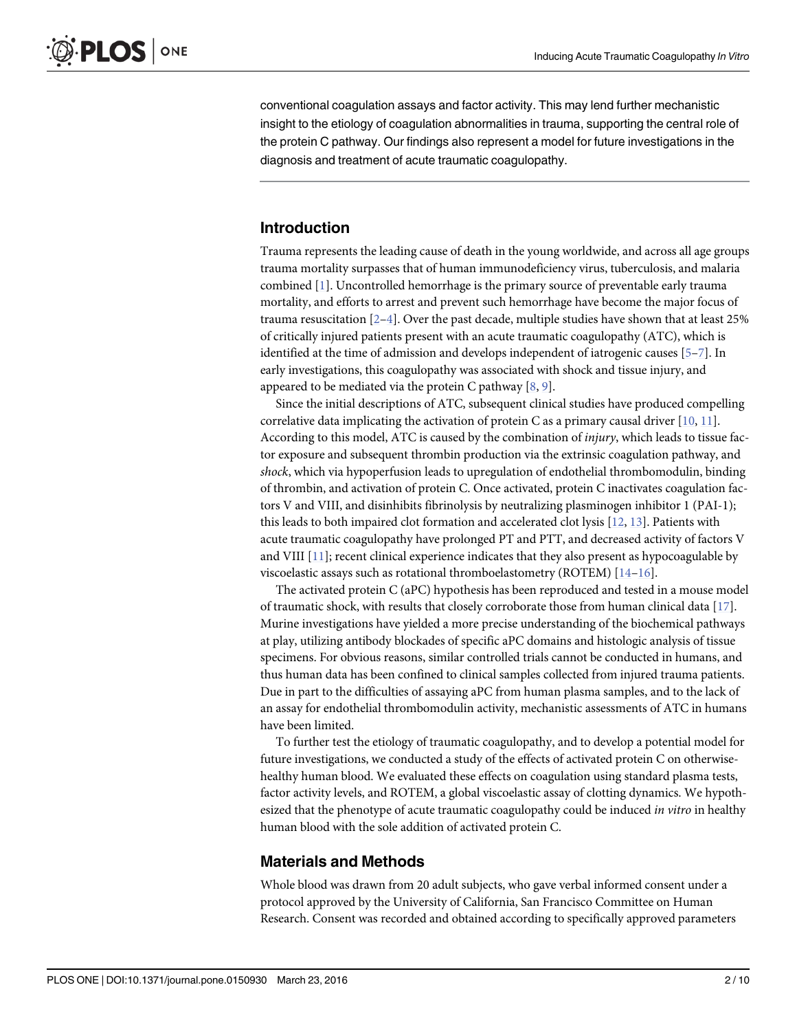conventional coagulation assays and factor activity. This may lend further mechanistic insight to the etiology of coagulation abnormalities in trauma, supporting the central role of the protein C pathway. Our findings also represent a model for future investigations in the diagnosis and treatment of acute traumatic coagulopathy.

## Introduction

Trauma represents the leading cause of death in the young worldwide, and across all age groups trauma mortality surpasses that of human immunodeficiency virus, tuberculosis, and malaria combined [1]. Uncontrolled hemorrhage is the primary source of preventable early trauma mortality, and efforts to arrest and prevent such hemorrhage have become the major focus of trauma resuscitation [2–4]. Over the past decade, multiple studies have shown that at least 25% of critically injured patients present with an acute traumatic coagulopathy (ATC), which is identified at the time of admission and develops independent of iatrogenic causes [5–7]. In early investigations, this coagulopathy was associated with shock and tissue injury, and appeared to be mediated via the protein C pathway [8, 9].

Since the initial descriptions of ATC, subsequent clinical studies have produced compelling correlative data implicating the activation of protein C as a primary causal driver [10, 11]. According to this model, ATC is caused by the combination of *injury*, which leads to tissue factor exposure and subsequent thrombin production via the extrinsic coagulation pathway, and *shock*, which via hypoperfusion leads to upregulation of endothelial thrombomodulin, binding of thrombin, and activation of protein C. Once activated, protein C inactivates coagulation factors V and VIII, and disinhibits fibrinolysis by neutralizing plasminogen inhibitor 1 (PAI-1); this leads to both impaired clot formation and accelerated clot lysis [12, 13]. Patients with acute traumatic coagulopathy have prolonged PT and PTT, and decreased activity of factors V and VIII [11]; recent clinical experience indicates that they also present as hypocoagulable by viscoelastic assays such as rotational thromboelastometry (ROTEM) [14–16].

The activated protein C (aPC) hypothesis has been reproduced and tested in a mouse model of traumatic shock, with results that closely corroborate those from human clinical data [17]. Murine investigations have yielded a more precise understanding of the biochemical pathways at play, utilizing antibody blockades of specific aPC domains and histologic analysis of tissue specimens. For obvious reasons, similar controlled trials cannot be conducted in humans, and thus human data has been confined to clinical samples collected from injured trauma patients. Due in part to the difficulties of assaying aPC from human plasma samples, and to the lack of an assay for endothelial thrombomodulin activity, mechanistic assessments of ATC in humans have been limited.

To further test the etiology of traumatic coagulopathy, and to develop a potential model for future investigations, we conducted a study of the effects of activated protein C on otherwise-healthy human blood. We evaluated these effects on coagulation using standard plasma tests, factor activity levels, and ROTEM, a global viscoelastic assay of clotting dynamics. We hypothesized that the phenotype of acute traumatic coagulopathy could be induced *in vitro* in healthy human blood with the sole addition of activated protein C.

## Materials and Methods

Whole blood was drawn from 20 adult subjects, who gave verbal informed consent under a protocol approved by the University of California, San Francisco Committee on Human Research. Consent was recorded and obtained according to specifically approved parameters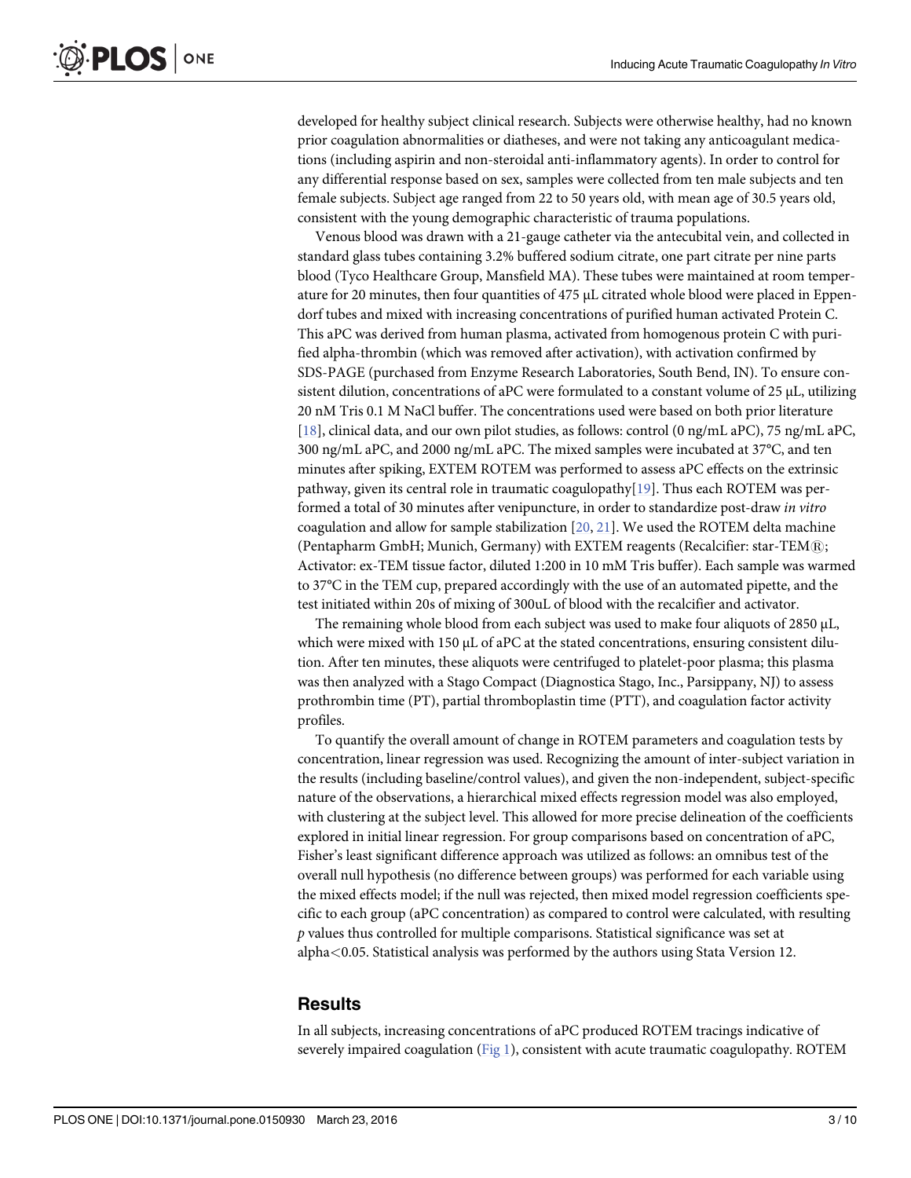developed for healthy subject clinical research. Subjects were otherwise healthy, had no known prior coagulation abnormalities or diatheses, and were not taking any anticoagulant medications (including aspirin and non-steroidal anti-inflammatory agents). In order to control for any differential response based on sex, samples were collected from ten male subjects and ten female subjects. Subject age ranged from 22 to 50 years old, with mean age of 30.5 years old, consistent with the young demographic characteristic of trauma populations.

Venous blood was drawn with a 21-gauge catheter via the antecubital vein, and collected in standard glass tubes containing 3.2% buffered sodium citrate, one part citrate per nine parts blood (Tyco Healthcare Group, Mansfield MA). These tubes were maintained at room temperature for 20 minutes, then four quantities of 475 μL citrated whole blood were placed in Eppendorf tubes and mixed with increasing concentrations of purified human activated Protein C. This aPC was derived from human plasma, activated from homogenous protein C with purified alpha-thrombin (which was removed after activation), with activation confirmed by SDS-PAGE (purchased from Enzyme Research Laboratories, South Bend, IN). To ensure consistent dilution, concentrations of aPC were formulated to a constant volume of 25 μL, utilizing 20 nM Tris 0.1 M NaCl buffer. The concentrations used were based on both prior literature [18], clinical data, and our own pilot studies, as follows: control (0 ng/mL aPC), 75 ng/mL aPC, 300 ng/mL aPC, and 2000 ng/mL aPC. The mixed samples were incubated at 37°C, and ten minutes after spiking, EXTEM ROTEM was performed to assess aPC effects on the extrinsic pathway, given its central role in traumatic coagulopathy[19]. Thus each ROTEM was performed a total of 30 minutes after venipuncture, in order to standardize post-draw *in vitro* coagulation and allow for sample stabilization [20, 21]. We used the ROTEM delta machine (Pentapharm GmbH; Munich, Germany) with EXTEM reagents (Recalcifier: star-TEM®; Activator: ex-TEM tissue factor, diluted 1:200 in 10 mM Tris buffer). Each sample was warmed to 37°C in the TEM cup, prepared accordingly with the use of an automated pipette, and the test initiated within 20s of mixing of 300uL of blood with the recalcifier and activator.

The remaining whole blood from each subject was used to make four aliquots of 2850 μL, which were mixed with 150 μL of aPC at the stated concentrations, ensuring consistent dilution. After ten minutes, these aliquots were centrifuged to platelet-poor plasma; this plasma was then analyzed with a Stago Compact (Diagnostica Stago, Inc., Parsippany, NJ) to assess prothrombin time (PT), partial thromboplastin time (PTT), and coagulation factor activity profiles.

To quantify the overall amount of change in ROTEM parameters and coagulation tests by concentration, linear regression was used. Recognizing the amount of inter-subject variation in the results (including baseline/control values), and given the non-independent, subject-specific nature of the observations, a hierarchical mixed effects regression model was also employed, with clustering at the subject level. This allowed for more precise delineation of the coefficients explored in initial linear regression. For group comparisons based on concentration of aPC, Fisher's least significant difference approach was utilized as follows: an omnibus test of the overall null hypothesis (no difference between groups) was performed for each variable using the mixed effects model; if the null was rejected, then mixed model regression coefficients specific to each group (aPC concentration) as compared to control were calculated, with resulting $p$ values thus controlled for multiple comparisons. Statistical significance was set at alpha<0.05. Statistical analysis was performed by the authors using Stata Version 12.

## Results

In all subjects, increasing concentrations of aPC produced ROTEM tracings indicative of severely impaired coagulation (Fig 1), consistent with acute traumatic coagulopathy. ROTEM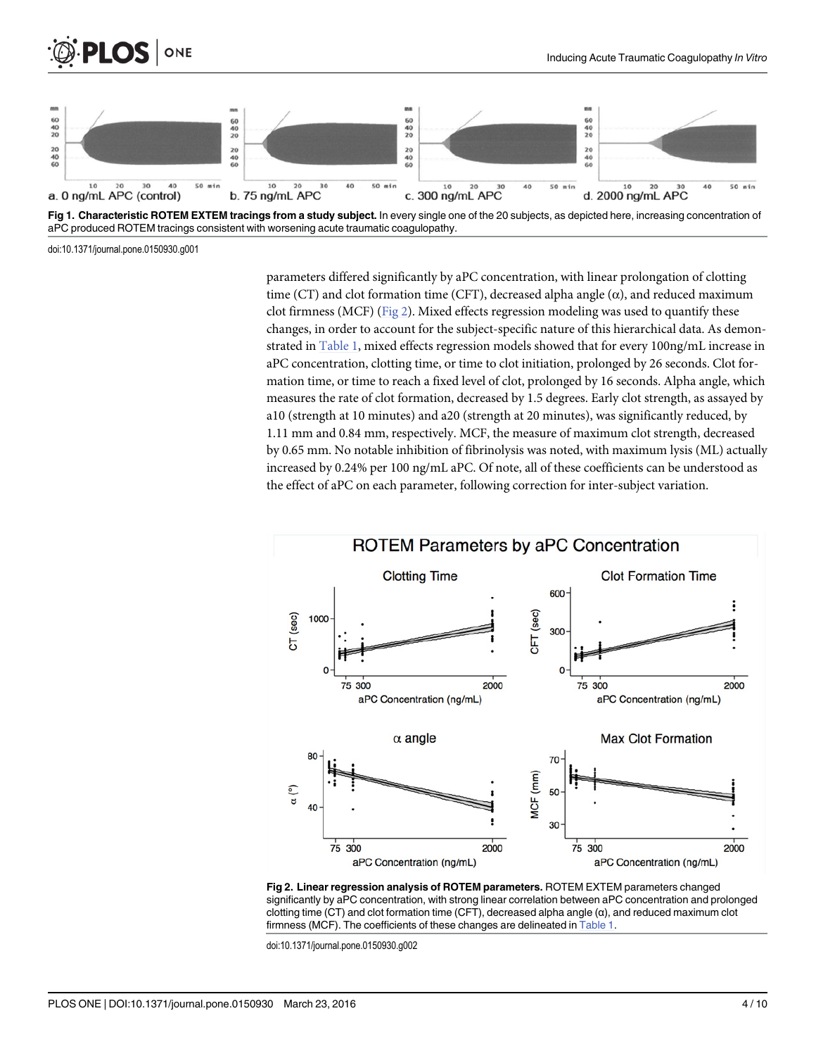a. 0 ng/mL APC (control) b. 75 ng/mL APC c. 300 ng/mL APC d. 2000 ng/mL APC

**Fig 1. Characteristic ROTEM EXTEM tracings from a study subject.** In every single one of the 20 subjects, as depicted here, increasing concentration of aPC produced ROTEM tracings consistent with worsening acute traumatic coagulopathy.

doi:10.1371/journal.pone.0150930.g001

parameters differed significantly by aPC concentration, with linear prolongation of clotting time (CT) and clot formation time (CFT), decreased alpha angle (α), and reduced maximum clot firmness (MCF) (Fig 2). Mixed effects regression modeling was used to quantify these changes, in order to account for the subject-specific nature of this hierarchical data. As demonstrated in Table 1, mixed effects regression models showed that for every 100ng/mL increase in aPC concentration, clotting time, or time to clot initiation, prolonged by 26 seconds. Clot formation time, or time to reach a fixed level of clot, prolonged by 16 seconds. Alpha angle, which measures the rate of clot formation, decreased by 1.5 degrees. Early clot strength, as assayed by a10 (strength at 10 minutes) and a20 (strength at 20 minutes), was significantly reduced, by 1.11 mm and 0.84 mm, respectively. MCF, the measure of maximum clot strength, decreased by 0.65 mm. No notable inhibition of fibrinolysis was noted, with maximum lysis (ML) actually increased by 0.24% per 100 ng/mL aPC. Of note, all of these coefficients can be understood as the effect of aPC on each parameter, following correction for inter-subject variation.

**Fig 2. Linear regression analysis of ROTEM parameters.** ROTEM EXTEM parameters changed significantly by aPC concentration, with strong linear correlation between aPC concentration and prolonged clotting time (CT) and clot formation time (CFT), decreased alpha angle (α), and reduced maximum clot firmness (MCF). The coefficients of these changes are delineated in Table 1.

doi:10.1371/journal.pone.0150930.g002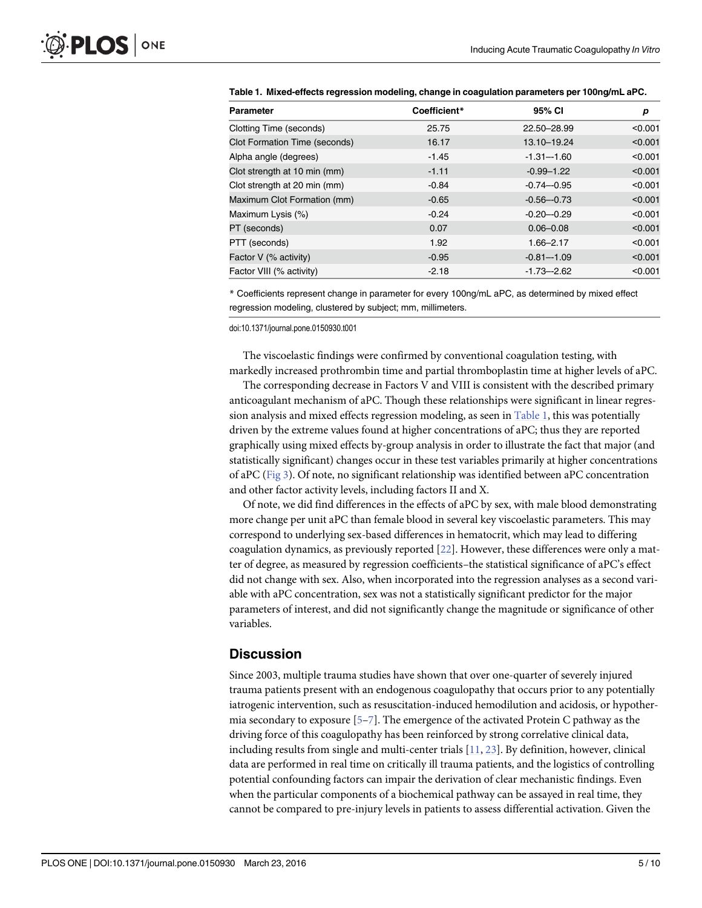**Table 1. Mixed-effects regression modeling, change in coagulation parameters per 100ng/mL aPC.**

| Parameter | Coefficient* | 95% CI | p |
|---|---|---|---|
| Clotting Time (seconds) | 25.75 | 22.50–28.99 | <0.001 |
| Clot Formation Time (seconds) | 16.17 | 13.10–19.24 | <0.001 |
| Alpha angle (degrees) | -1.45 | -1.31–-1.60 | <0.001 |
| Clot strength at 10 min (mm) | -1.11 | -0.99–1.22 | <0.001 |
| Clot strength at 20 min (mm) | -0.84 | -0.74–-0.95 | <0.001 |
| Maximum Clot Formation (mm) | -0.65 | -0.56–-0.73 | <0.001 |
| Maximum Lysis (%) | -0.24 | -0.20–-0.29 | <0.001 |
| PT (seconds) | 0.07 | 0.06–0.08 | <0.001 |
| PTT (seconds) | 1.92 | 1.66–2.17 | <0.001 |
| Factor V (% activity) | -0.95 | -0.81–-1.09 | <0.001 |
| Factor VIII (% activity) | -2.18 | -1.73–-2.62 | <0.001 |

* Coefficients represent change in parameter for every 100ng/mL aPC, as determined by mixed effect regression modeling, clustered by subject; mm, millimeters.

doi:10.1371/journal.pone.0150930.t001

The viscoelastic findings were confirmed by conventional coagulation testing, with markedly increased prothrombin time and partial thromboplastin time at higher levels of aPC.

The corresponding decrease in Factors V and VIII is consistent with the described primary anticoagulant mechanism of aPC. Though these relationships were significant in linear regression analysis and mixed effects regression modeling, as seen in Table 1, this was potentially driven by the extreme values found at higher concentrations of aPC; thus they are reported graphically using mixed effects by-group analysis in order to illustrate the fact that major (and statistically significant) changes occur in these test variables primarily at higher concentrations of aPC (Fig 3). Of note, no significant relationship was identified between aPC concentration and other factor activity levels, including factors II and X.

Of note, we did find differences in the effects of aPC by sex, with male blood demonstrating more change per unit aPC than female blood in several key viscoelastic parameters. This may correspond to underlying sex-based differences in hematocrit, which may lead to differing coagulation dynamics, as previously reported [22]. However, these differences were only a matter of degree, as measured by regression coefficients–the statistical significance of aPC's effect did not change with sex. Also, when incorporated into the regression analyses as a second variable with aPC concentration, sex was not a statistically significant predictor for the major parameters of interest, and did not significantly change the magnitude or significance of other variables.

## Discussion

Since 2003, multiple trauma studies have shown that over one-quarter of severely injured trauma patients present with an endogenous coagulopathy that occurs prior to any potentially iatrogenic intervention, such as resuscitation-induced hemodilution and acidosis, or hypothermia secondary to exposure [5–7]. The emergence of the activated Protein C pathway as the driving force of this coagulopathy has been reinforced by strong correlative clinical data, including results from single and multi-center trials [11, 23]. By definition, however, clinical data are performed in real time on critically ill trauma patients, and the logistics of controlling potential confounding factors can impair the derivation of clear mechanistic findings. Even when the particular components of a biochemical pathway can be assayed in real time, they cannot be compared to pre-injury levels in patients to assess differential activation. Given the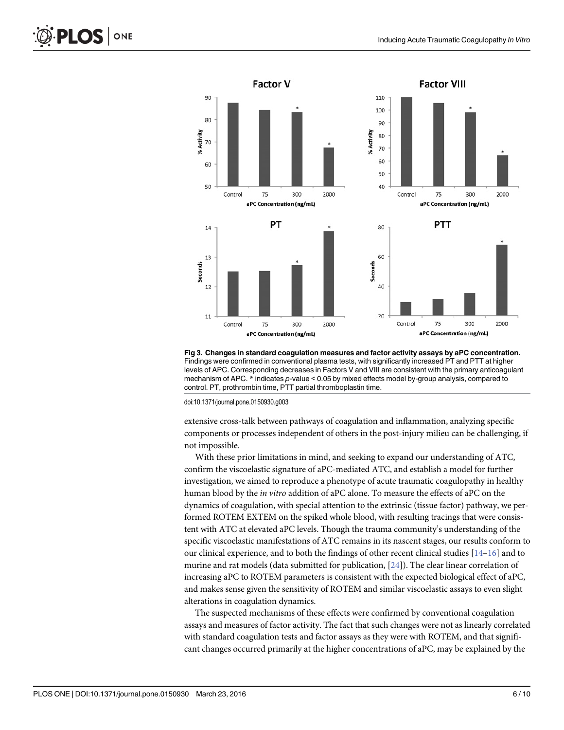Fig 3. Changes in standard coagulation measures and factor activity assays by aPC concentration. Findings were confirmed in conventional plasma tests, with significantly increased PT and PTT at higher levels of APC. Corresponding decreases in Factors V and VIII are consistent with the primary anticoagulant mechanism of APC. * indicates $p$-value < 0.05 by mixed effects model by-group analysis, compared to control. PT, prothrombin time, PTT partial thromboplastin time.

doi:10.1371/journal.pone.0150930.g003

extensive cross-talk between pathways of coagulation and inflammation, analyzing specific components or processes independent of others in the post-injury milieu can be challenging, if not impossible.

With these prior limitations in mind, and seeking to expand our understanding of ATC, confirm the viscoelastic signature of aPC-mediated ATC, and establish a model for further investigation, we aimed to reproduce a phenotype of acute traumatic coagulopathy in healthy human blood by the *in vitro* addition of aPC alone. To measure the effects of aPC on the dynamics of coagulation, with special attention to the extrinsic (tissue factor) pathway, we performed ROTEM EXTEM on the spiked whole blood, with resulting tracings that were consistent with ATC at elevated aPC levels. Though the trauma community's understanding of the specific viscoelastic manifestations of ATC remains in its nascent stages, our results conform to our clinical experience, and to both the findings of other recent clinical studies [14–16] and to murine and rat models (data submitted for publication, [24]). The clear linear correlation of increasing aPC to ROTEM parameters is consistent with the expected biological effect of aPC, and makes sense given the sensitivity of ROTEM and similar viscoelastic assays to even slight alterations in coagulation dynamics.

The suspected mechanisms of these effects were confirmed by conventional coagulation assays and measures of factor activity. The fact that such changes were not as linearly correlated with standard coagulation tests and factor assays as they were with ROTEM, and that significant changes occurred primarily at the higher concentrations of aPC, may be explained by the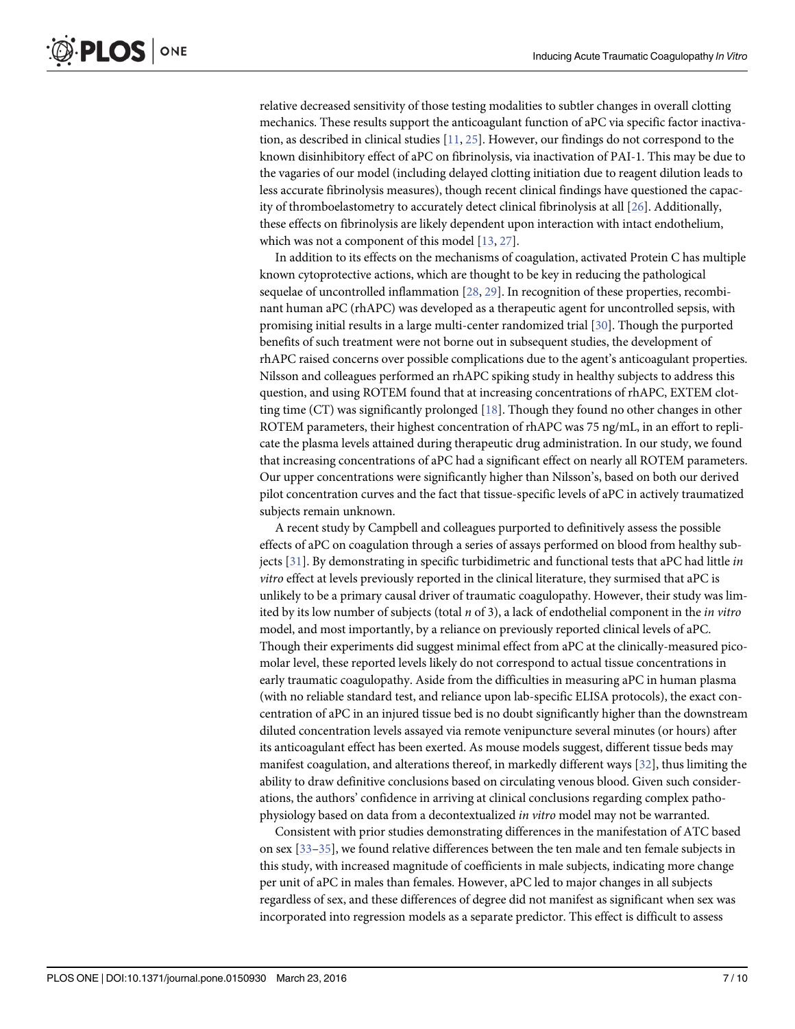relative decreased sensitivity of those testing modalities to subtler changes in overall clotting mechanics. These results support the anticoagulant function of aPC via specific factor inactivation, as described in clinical studies [11, 25]. However, our findings do not correspond to the known disinhibitory effect of aPC on fibrinolysis, via inactivation of PAI-1. This may be due to the vagaries of our model (including delayed clotting initiation due to reagent dilution leads to less accurate fibrinolysis measures), though recent clinical findings have questioned the capacity of thromboelastometry to accurately detect clinical fibrinolysis at all [26]. Additionally, these effects on fibrinolysis are likely dependent upon interaction with intact endothelium, which was not a component of this model [13, 27].

In addition to its effects on the mechanisms of coagulation, activated Protein C has multiple known cytoprotective actions, which are thought to be key in reducing the pathological sequelae of uncontrolled inflammation [28, 29]. In recognition of these properties, recombinant human aPC (rhAPC) was developed as a therapeutic agent for uncontrolled sepsis, with promising initial results in a large multi-center randomized trial [30]. Though the purported benefits of such treatment were not borne out in subsequent studies, the development of rhAPC raised concerns over possible complications due to the agent's anticoagulant properties. Nilsson and colleagues performed an rhAPC spiking study in healthy subjects to address this question, and using ROTEM found that at increasing concentrations of rhAPC, EXTEM clotting time (CT) was significantly prolonged [18]. Though they found no other changes in other ROTEM parameters, their highest concentration of rhAPC was 75 ng/mL, in an effort to replicate the plasma levels attained during therapeutic drug administration. In our study, we found that increasing concentrations of aPC had a significant effect on nearly all ROTEM parameters. Our upper concentrations were significantly higher than Nilsson's, based on both our derived pilot concentration curves and the fact that tissue-specific levels of aPC in actively traumatized subjects remain unknown.

A recent study by Campbell and colleagues purported to definitively assess the possible effects of aPC on coagulation through a series of assays performed on blood from healthy subjects [31]. By demonstrating in specific turbidimetric and functional tests that aPC had little *in vitro* effect at levels previously reported in the clinical literature, they surmised that aPC is unlikely to be a primary causal driver of traumatic coagulopathy. However, their study was limited by its low number of subjects (total *n* of 3), a lack of endothelial component in the *in vitro* model, and most importantly, by a reliance on previously reported clinical levels of aPC. Though their experiments did suggest minimal effect from aPC at the clinically-measured picomolar level, these reported levels likely do not correspond to actual tissue concentrations in early traumatic coagulopathy. Aside from the difficulties in measuring aPC in human plasma (with no reliable standard test, and reliance upon lab-specific ELISA protocols), the exact concentration of aPC in an injured tissue bed is no doubt significantly higher than the downstream diluted concentration levels assayed via remote venipuncture several minutes (or hours) after its anticoagulant effect has been exerted. As mouse models suggest, different tissue beds may manifest coagulation, and alterations thereof, in markedly different ways [32], thus limiting the ability to draw definitive conclusions based on circulating venous blood. Given such considerations, the authors' confidence in arriving at clinical conclusions regarding complex pathophysiology based on data from a decontextualized *in vitro* model may not be warranted.

Consistent with prior studies demonstrating differences in the manifestation of ATC based on sex [33–35], we found relative differences between the ten male and ten female subjects in this study, with increased magnitude of coefficients in male subjects, indicating more change per unit of aPC in males than females. However, aPC led to major changes in all subjects regardless of sex, and these differences of degree did not manifest as significant when sex was incorporated into regression models as a separate predictor. This effect is difficult to assess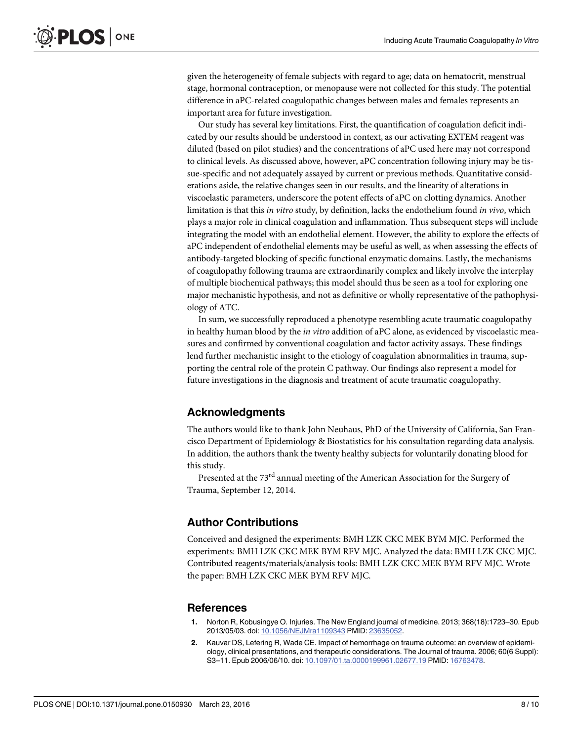given the heterogeneity of female subjects with regard to age; data on hematocrit, menstrual stage, hormonal contraception, or menopause were not collected for this study. The potential difference in aPC-related coagulopathic changes between males and females represents an important area for future investigation.

Our study has several key limitations. First, the quantification of coagulation deficit indicated by our results should be understood in context, as our activating EXTEM reagent was diluted (based on pilot studies) and the concentrations of aPC used here may not correspond to clinical levels. As discussed above, however, aPC concentration following injury may be tissue-specific and not adequately assayed by current or previous methods. Quantitative considerations aside, the relative changes seen in our results, and the linearity of alterations in viscoelastic parameters, underscore the potent effects of aPC on clotting dynamics. Another limitation is that this *in vitro* study, by definition, lacks the endothelium found *in vivo*, which plays a major role in clinical coagulation and inflammation. Thus subsequent steps will include integrating the model with an endothelial element. However, the ability to explore the effects of aPC independent of endothelial elements may be useful as well, as when assessing the effects of antibody-targeted blocking of specific functional enzymatic domains. Lastly, the mechanisms of coagulopathy following trauma are extraordinarily complex and likely involve the interplay of multiple biochemical pathways; this model should thus be seen as a tool for exploring one major mechanistic hypothesis, and not as definitive or wholly representative of the pathophysiology of ATC.

In sum, we successfully reproduced a phenotype resembling acute traumatic coagulopathy in healthy human blood by the *in vitro* addition of aPC alone, as evidenced by viscoelastic measures and confirmed by conventional coagulation and factor activity assays. These findings lend further mechanistic insight to the etiology of coagulation abnormalities in trauma, supporting the central role of the protein C pathway. Our findings also represent a model for future investigations in the diagnosis and treatment of acute traumatic coagulopathy.

## Acknowledgments

The authors would like to thank John Neuhaus, PhD of the University of California, San Francisco Department of Epidemiology & Biostatistics for his consultation regarding data analysis. In addition, the authors thank the twenty healthy subjects for voluntarily donating blood for this study.

Presented at the 73rd annual meeting of the American Association for the Surgery of Trauma, September 12, 2014.

## Author Contributions

Conceived and designed the experiments: BMH LZK CKC MEK BYM MJC. Performed the experiments: BMH LZK CKC MEK BYM RFV MJC. Analyzed the data: BMH LZK CKC MJC. Contributed reagents/materials/analysis tools: BMH LZK CKC MEK BYM RFV MJC. Wrote the paper: BMH LZK CKC MEK BYM RFV MJC.

## References

1. Norton R, Kobusingye O. Injuries. The New England journal of medicine. 2013; 368(18):1723–30. Epub 2013/05/03. doi: 10.1056/NEJMra1109343 PMID: 23635052.
2. Kauvar DS, Lefering R, Wade CE. Impact of hemorrhage on trauma outcome: an overview of epidemiology, clinical presentations, and therapeutic considerations. The Journal of trauma. 2006; 60(6 Suppl): S3–11. Epub 2006/06/10. doi: 10.1097/01.ta.0000199961.02677.19 PMID: 16763478.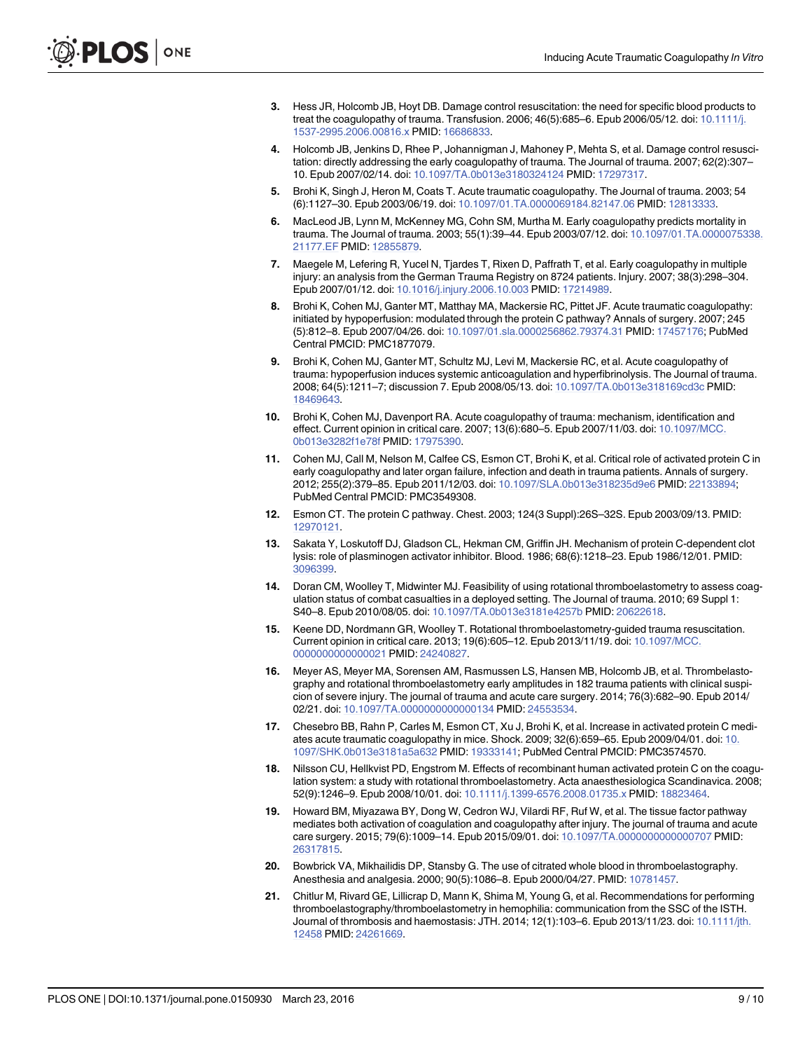3. Hess JR, Holcomb JB, Hoyt DB. Damage control resuscitation: the need for specific blood products to treat the coagulopathy of trauma. Transfusion. 2006; 46(5):685–6. Epub 2006/05/12. doi: 10.1111/j.1537-2995.2006.00816.x PMID: 16686833.
4. Holcomb JB, Jenkins D, Rhee P, Johannigman J, Mahoney P, Mehta S, et al. Damage control resuscitation: directly addressing the early coagulopathy of trauma. The Journal of trauma. 2007; 62(2):307–10. Epub 2007/02/14. doi: 10.1097/TA.0b013e3180324124 PMID: 17297317.
5. Brohi K, Singh J, Heron M, Coats T. Acute traumatic coagulopathy. The Journal of trauma. 2003; 54(6):1127–30. Epub 2003/06/19. doi: 10.1097/01.TA.0000069184.82147.06 PMID: 12813333.
6. MacLeod JB, Lynn M, McKenney MG, Cohn SM, Murtha M. Early coagulopathy predicts mortality in trauma. The Journal of trauma. 2003; 55(1):39–44. Epub 2003/07/12. doi: 10.1097/01.TA.0000075338.21177.EF PMID: 12855879.
7. Maegele M, Lefering R, Yucel N, Tjardes T, Rixen D, Paffrath T, et al. Early coagulopathy in multiple injury: an analysis from the German Trauma Registry on 8724 patients. Injury. 2007; 38(3):298–304. Epub 2007/01/12. doi: 10.1016/j.injury.2006.10.003 PMID: 17214989.
8. Brohi K, Cohen MJ, Ganter MT, Matthay MA, Mackersie RC, Pittet JF. Acute traumatic coagulopathy: initiated by hypoperfusion: modulated through the protein C pathway? Annals of surgery. 2007; 245(5):812–8. Epub 2007/04/26. doi: 10.1097/01.sla.0000256862.79374.31 PMID: 17457176; PubMed Central PMCID: PMC1877079.
9. Brohi K, Cohen MJ, Ganter MT, Schultz MJ, Levi M, Mackersie RC, et al. Acute coagulopathy of trauma: hypoperfusion induces systemic anticoagulation and hyperfibrinolysis. The Journal of trauma. 2008; 64(5):1211–7; discussion 7. Epub 2008/05/13. doi: 10.1097/TA.0b013e318169cd3c PMID: 18469643.
10. Brohi K, Cohen MJ, Davenport RA. Acute coagulopathy of trauma: mechanism, identification and effect. Current opinion in critical care. 2007; 13(6):680–5. Epub 2007/11/03. doi: 10.1097/MCC.0b013e3282f1e78f PMID: 17975390.
11. Cohen MJ, Call M, Nelson M, Calfee CS, Esmon CT, Brohi K, et al. Critical role of activated protein C in early coagulopathy and later organ failure, infection and death in trauma patients. Annals of surgery. 2012; 255(2):379–85. Epub 2011/12/03. doi: 10.1097/SLA.0b013e318235d9e6 PMID: 22133894; PubMed Central PMCID: PMC3549308.
12. Esmon CT. The protein C pathway. Chest. 2003; 124(3 Suppl):26S–32S. Epub 2003/09/13. PMID: 12970121.
13. Sakata Y, Loskutoff DJ, Gladson CL, Hekman CM, Griffin JH. Mechanism of protein C-dependent clot lysis: role of plasminogen activator inhibitor. Blood. 1986; 68(6):1218–23. Epub 1986/12/01. PMID: 3096399.
14. Doran CM, Woolley T, Midwinter MJ. Feasibility of using rotational thromboelastometry to assess coagulation status of combat casualties in a deployed setting. The Journal of trauma. 2010; 69 Suppl 1: S40–8. Epub 2010/08/05. doi: 10.1097/TA.0b013e3181e4257b PMID: 20622618.
15. Keene DD, Nordmann GR, Woolley T. Rotational thromboelastometry-guided trauma resuscitation. Current opinion in critical care. 2013; 19(6):605–12. Epub 2013/11/19. doi: 10.1097/MCC.0000000000000021 PMID: 24240827.
16. Meyer AS, Meyer MA, Sorensen AM, Rasmussen LS, Hansen MB, Holcomb JB, et al. Thrombelastography and rotational thromboelastometry early amplitudes in 182 trauma patients with clinical suspicion of severe injury. The journal of trauma and acute care surgery. 2014; 76(3):682–90. Epub 2014/02/21. doi: 10.1097/TA.0000000000000134 PMID: 24553534.
17. Chesebro BB, Rahn P, Carles M, Esmon CT, Xu J, Brohi K, et al. Increase in activated protein C mediates acute traumatic coagulopathy in mice. Shock. 2009; 32(6):659–65. Epub 2009/04/01. doi: 10.1097/SHK.0b013e3181a5a632 PMID: 19333141; PubMed Central PMCID: PMC3574570.
18. Nilsson CU, Hellkvist PD, Engstrom M. Effects of recombinant human activated protein C on the coagulation system: a study with rotational thromboelastometry. Acta anaesthesiologica Scandinavica. 2008; 52(9):1246–9. Epub 2008/10/01. doi: 10.1111/j.1399-6576.2008.01735.x PMID: 18823464.
19. Howard BM, Miyazawa BY, Dong W, Cedron WJ, Vilardi RF, Ruf W, et al. The tissue factor pathway mediates both activation of coagulation and coagulopathy after injury. The journal of trauma and acute care surgery. 2015; 79(6):1009–14. Epub 2015/09/01. doi: 10.1097/TA.0000000000000707 PMID: 26317815.
20. Bowbrick VA, Mikhailidis DP, Stansby G. The use of citrated whole blood in thromboelastography. Anesthesia and analgesia. 2000; 90(5):1086–8. Epub 2000/04/27. PMID: 10781457.
21. Chitlur M, Rivard GE, Lillicrap D, Mann K, Shima M, Young G, et al. Recommendations for performing thromboelastography/thromboelastometry in hemophilia: communication from the SSC of the ISTH. Journal of thrombosis and haemostasis: JTH. 2014; 12(1):103–6. Epub 2013/11/23. doi: 10.1111/jth.12458 PMID: 24261669.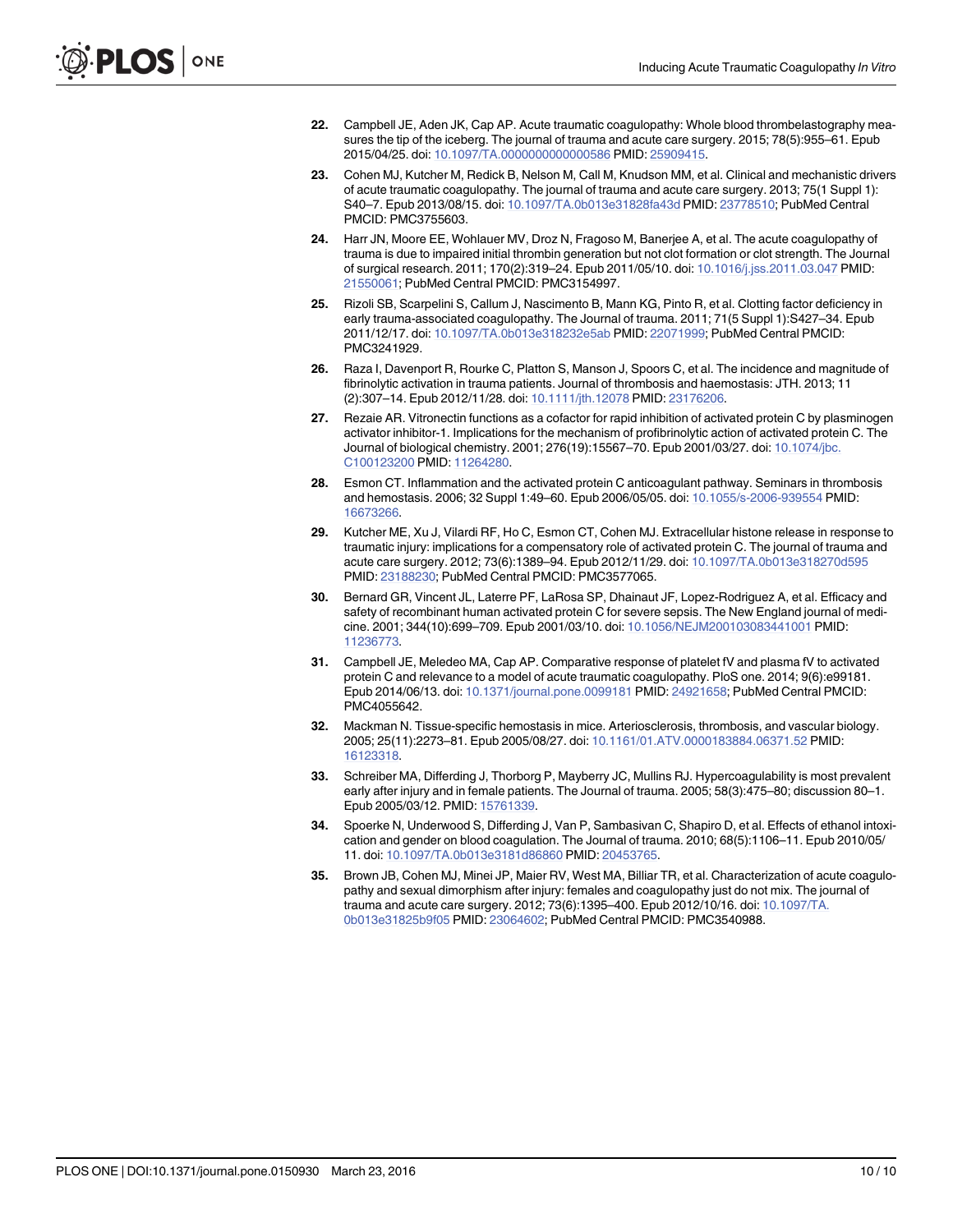22. Campbell JE, Aden JK, Cap AP. Acute traumatic coagulopathy: Whole blood thrombelastography measures the tip of the iceberg. The journal of trauma and acute care surgery. 2015; 78(5):955–61. Epub 2015/04/25. doi: 10.1097/TA.0000000000000586 PMID: 25909415.

23. Cohen MJ, Kutcher M, Redick B, Nelson M, Call M, Knudson MM, et al. Clinical and mechanistic drivers of acute traumatic coagulopathy. The journal of trauma and acute care surgery. 2013; 75(1 Suppl 1): S40–7. Epub 2013/08/15. doi: 10.1097/TA.0b013e31828fa43d PMID: 23778510; PubMed Central PMCID: PMC3755603.

24. Harr JN, Moore EE, Wohlauer MV, Droz N, Fragoso M, Banerjee A, et al. The acute coagulopathy of trauma is due to impaired initial thrombin generation but not clot formation or clot strength. The Journal of surgical research. 2011; 170(2):319–24. Epub 2011/05/10. doi: 10.1016/j.jss.2011.03.047 PMID: 21550061; PubMed Central PMCID: PMC3154997.

25. Rizoli SB, Scarpelini S, Callum J, Nascimento B, Mann KG, Pinto R, et al. Clotting factor deficiency in early trauma-associated coagulopathy. The Journal of trauma. 2011; 71(5 Suppl 1):S427–34. Epub 2011/12/17. doi: 10.1097/TA.0b013e318232e5ab PMID: 22071999; PubMed Central PMCID: PMC3241929.

26. Raza I, Davenport R, Rourke C, Platton S, Manson J, Spoors C, et al. The incidence and magnitude of fibrinolytic activation in trauma patients. Journal of thrombosis and haemostasis: JTH. 2013; 11 (2):307–14. Epub 2012/11/28. doi: 10.1111/jth.12078 PMID: 23176206.

27. Rezaie AR. Vitronectin functions as a cofactor for rapid inhibition of activated protein C by plasminogen activator inhibitor-1. Implications for the mechanism of profibrinolytic action of activated protein C. The Journal of biological chemistry. 2001; 276(19):15567–70. Epub 2001/03/27. doi: 10.1074/jbc.C100123200 PMID: 11264280.

28. Esmon CT. Inflammation and the activated protein C anticoagulant pathway. Seminars in thrombosis and hemostasis. 2006; 32 Suppl 1:49–60. Epub 2006/05/05. doi: 10.1055/s-2006-939554 PMID: 16673266.

29. Kutcher ME, Xu J, Vilardi RF, Ho C, Esmon CT, Cohen MJ. Extracellular histone release in response to traumatic injury: implications for a compensatory role of activated protein C. The journal of trauma and acute care surgery. 2012; 73(6):1389–94. Epub 2012/11/29. doi: 10.1097/TA.0b013e318270d595 PMID: 23188230; PubMed Central PMCID: PMC3577065.

30. Bernard GR, Vincent JL, Laterre PF, LaRosa SP, Dhainaut JF, Lopez-Rodriguez A, et al. Efficacy and safety of recombinant human activated protein C for severe sepsis. The New England journal of medicine. 2001; 344(10):699–709. Epub 2001/03/10. doi: 10.1056/NEJM200103083441001 PMID: 11236773.

31. Campbell JE, Meledeo MA, Cap AP. Comparative response of platelet fV and plasma fV to activated protein C and relevance to a model of acute traumatic coagulopathy. PloS one. 2014; 9(6):e99181. Epub 2014/06/13. doi: 10.1371/journal.pone.0099181 PMID: 24921658; PubMed Central PMCID: PMC4055642.

32. Mackman N. Tissue-specific hemostasis in mice. Arteriosclerosis, thrombosis, and vascular biology. 2005; 25(11):2273–81. Epub 2005/08/27. doi: 10.1161/01.ATV.0000183884.06371.52 PMID: 16123318.

33. Schreiber MA, Differding J, Thorborg P, Mayberry JC, Mullins RJ. Hypercoagulability is most prevalent early after injury and in female patients. The Journal of trauma. 2005; 58(3):475–80; discussion 80–1. Epub 2005/03/12. PMID: 15761339.

34. Spoerke N, Underwood S, Differding J, Van P, Sambasivan C, Shapiro D, et al. Effects of ethanol intoxication and gender on blood coagulation. The Journal of trauma. 2010; 68(5):1106–11. Epub 2010/05/11. doi: 10.1097/TA.0b013e3181d86860 PMID: 20453765.

35. Brown JB, Cohen MJ, Minei JP, Maier RV, West MA, Billiar TR, et al. Characterization of acute coagulopathy and sexual dimorphism after injury: females and coagulopathy just do not mix. The journal of trauma and acute care surgery. 2012; 73(6):1395–400. Epub 2012/10/16. doi: 10.1097/TA.0b013e31825b9f05 PMID: 23064602; PubMed Central PMCID: PMC3540988.